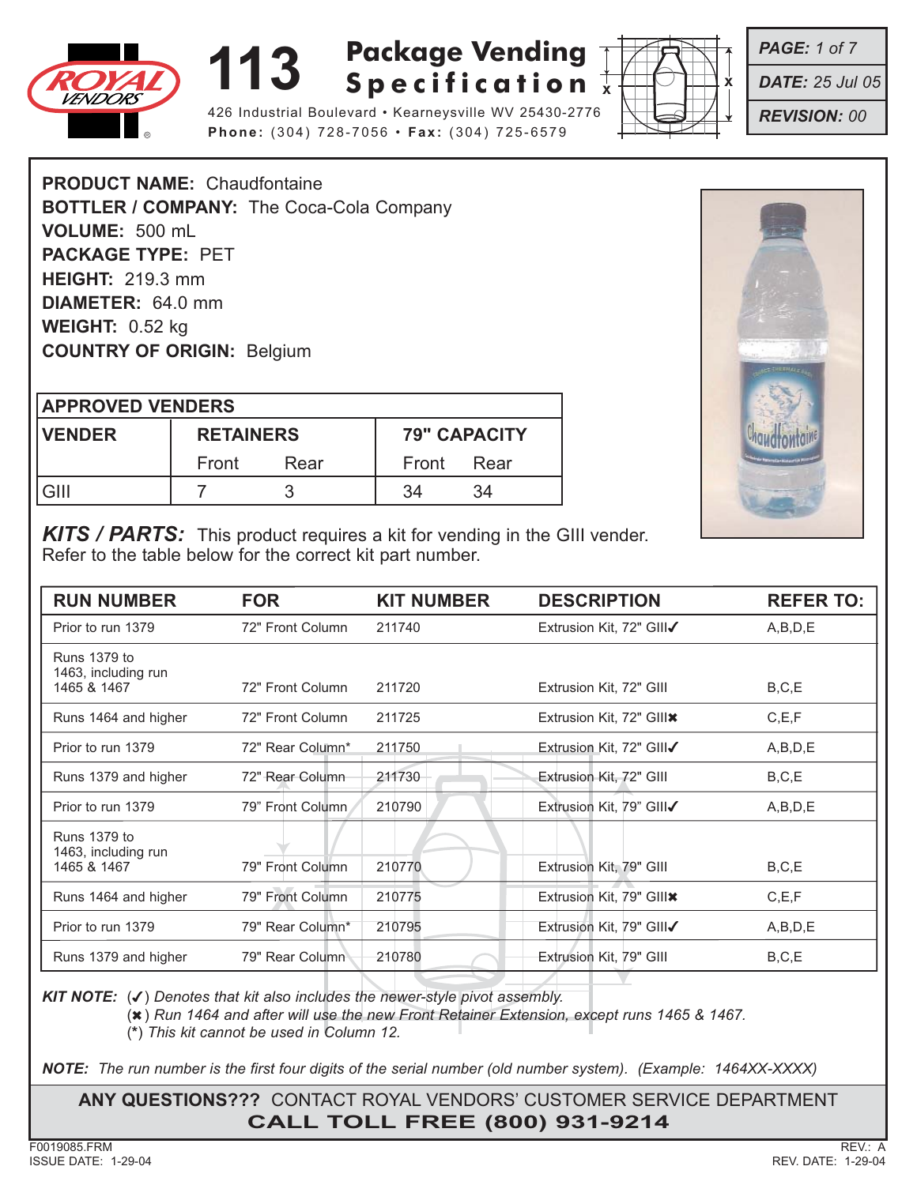# 113 Package Vending Specification

ROYAL VENDORS

426 Industrial Boulevard • Kearneysville WV 25430-2776
**Phone:** (304) 728-7056 • **Fax:** (304) 725-6579

***PAGE:*** *1 of 7*
***DATE:*** *25 Jul 05*
***REVISION:*** *00*

**PRODUCT NAME:** Chaudfontaine
**BOTTLER / COMPANY:** The Coca-Cola Company
**VOLUME:** 500 mL
**PACKAGE TYPE:** PET
**HEIGHT:** 219.3 mm
**DIAMETER:** 64.0 mm
**WEIGHT:** 0.52 kg
**COUNTRY OF ORIGIN:** Belgium

| APPROVED VENDERS | | | | |
|---|---|---|---|---|
| **VENDER** | **RETAINERS** | | **79" CAPACITY** | |
| | Front | Rear | Front | Rear |
| GIII | 7 | 3 | 34 | 34 |

***KITS / PARTS:*** This product requires a kit for vending in the GIII vender. Refer to the table below for the correct kit part number.

| RUN NUMBER | FOR | KIT NUMBER | DESCRIPTION | REFER TO: |
|---|---|---|---|---|
| Prior to run 1379 | 72" Front Column | 211740 | Extrusion Kit, 72" GIII✓ | A,B,D,E |
| Runs 1379 to 1463, including run 1465 & 1467 | 72" Front Column | 211720 | Extrusion Kit, 72" GIII | B,C,E |
| Runs 1464 and higher | 72" Front Column | 211725 | Extrusion Kit, 72" GIII✖ | C,E,F |
| Prior to run 1379 | 72" Rear Column* | 211750 | Extrusion Kit, 72" GIII✓ | A,B,D,E |
| Runs 1379 and higher | 72" Rear Column | 211730 | Extrusion Kit, 72" GIII | B,C,E |
| Prior to run 1379 | 79" Front Column | 210790 | Extrusion Kit, 79" GIII✓ | A,B,D,E |
| Runs 1379 to 1463, including run 1465 & 1467 | 79" Front Column | 210770 | Extrusion Kit, 79" GIII | B,C,E |
| Runs 1464 and higher | 79" Front Column | 210775 | Extrusion Kit, 79" GIII✖ | C,E,F |
| Prior to run 1379 | 79" Rear Column* | 210795 | Extrusion Kit, 79" GIII✓ | A,B,D,E |
| Runs 1379 and higher | 79" Rear Column | 210780 | Extrusion Kit, 79" GIII | B,C,E |

***KIT NOTE:*** *(✓) Denotes that kit also includes the newer-style pivot assembly.*
*(✖) Run 1464 and after will use the new Front Retainer Extension, except runs 1465 & 1467.*
*(\*) This kit cannot be used in Column 12.*

***NOTE:*** *The run number is the first four digits of the serial number (old number system). (Example: 1464XX-XXXX)*

**ANY QUESTIONS???** CONTACT ROYAL VENDORS' CUSTOMER SERVICE DEPARTMENT
**CALL TOLL FREE (800) 931-9214**

F0019085.FRM
ISSUE DATE: 1-29-04

REV.: A
REV. DATE: 1-29-04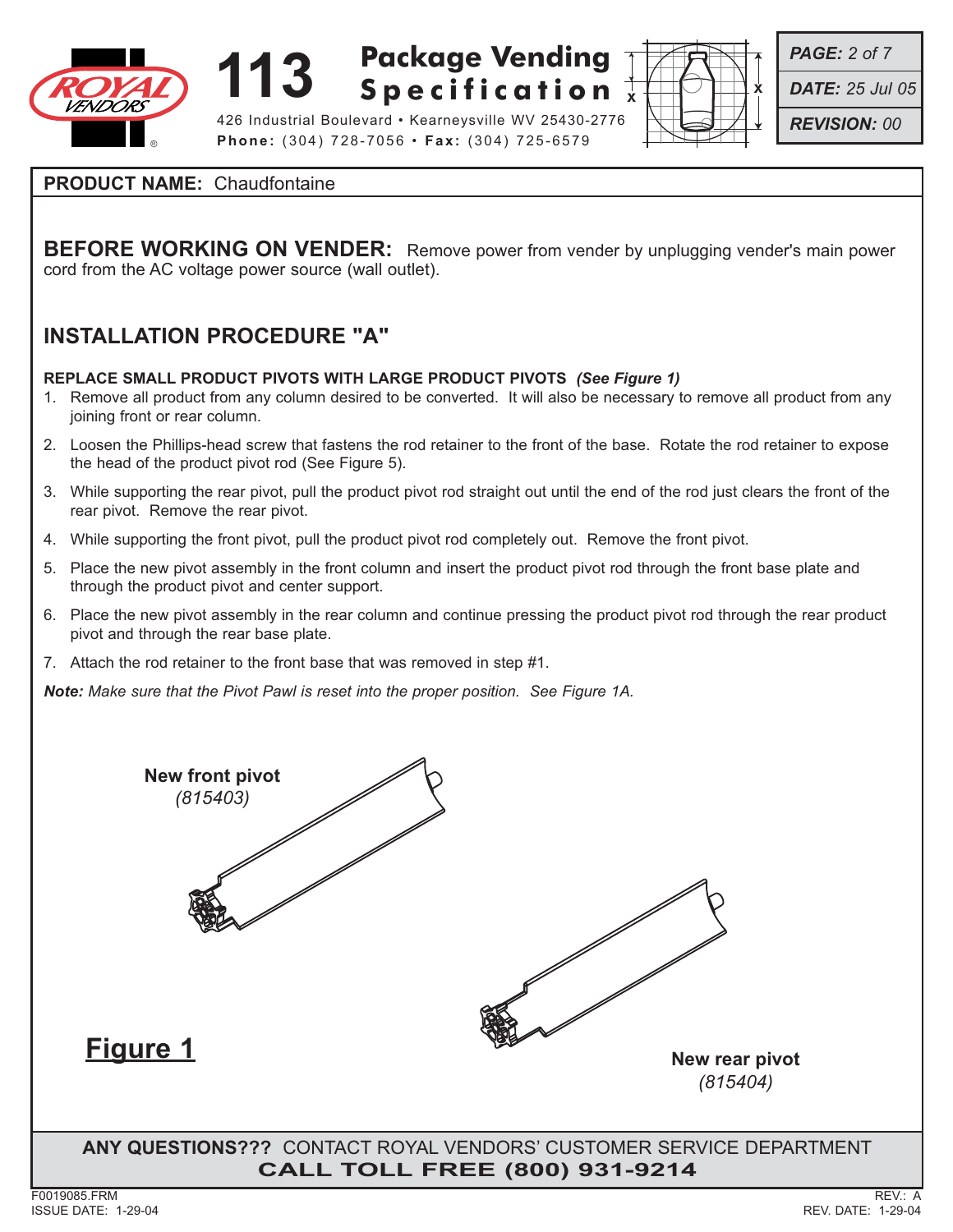**PRODUCT NAME:** Chaudfontaine

**BEFORE WORKING ON VENDER:** Remove power from vender by unplugging vender's main power cord from the AC voltage power source (wall outlet).

## INSTALLATION PROCEDURE "A"

**REPLACE SMALL PRODUCT PIVOTS WITH LARGE PRODUCT PIVOTS** ***(See Figure 1)***

1. Remove all product from any column desired to be converted. It will also be necessary to remove all product from any joining front or rear column.
2. Loosen the Phillips-head screw that fastens the rod retainer to the front of the base. Rotate the rod retainer to expose the head of the product pivot rod (See Figure 5).
3. While supporting the rear pivot, pull the product pivot rod straight out until the end of the rod just clears the front of the rear pivot. Remove the rear pivot.
4. While supporting the front pivot, pull the product pivot rod completely out. Remove the front pivot.
5. Place the new pivot assembly in the front column and insert the product pivot rod through the front base plate and through the product pivot and center support.
6. Place the new pivot assembly in the rear column and continue pressing the product pivot rod through the rear product pivot and through the rear base plate.
7. Attach the rod retainer to the front base that was removed in step #1.

***Note:*** *Make sure that the Pivot Pawl is reset into the proper position. See Figure 1A.*

**New front pivot**
*(815403)*

**New rear pivot**
*(815404)*

**Figure 1**

**ANY QUESTIONS???** CONTACT ROYAL VENDORS' CUSTOMER SERVICE DEPARTMENT
**CALL TOLL FREE (800) 931-9214**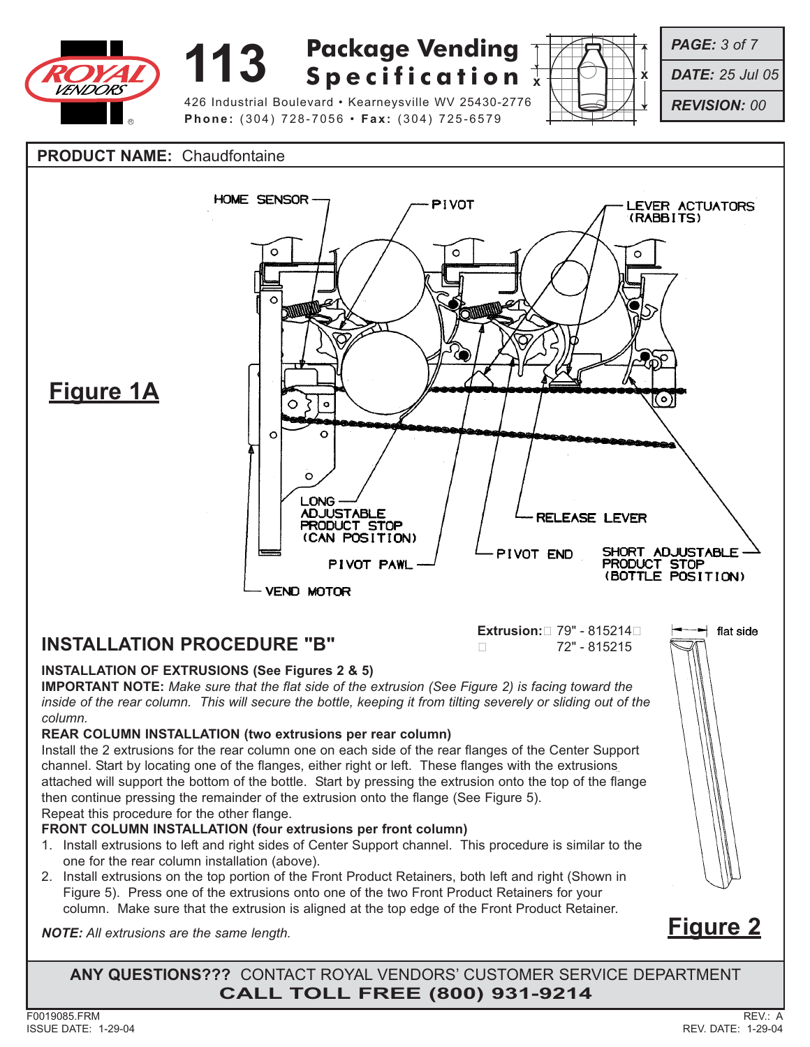# 113 Package Vending Specification

426 Industrial Boulevard • Kearneysville WV 25430-2776
**Phone:** (304) 728-7056 • **Fax:** (304) 725-6579

*PAGE: 3 of 7*
*DATE: 25 Jul 05*
*REVISION: 00*

**PRODUCT NAME:** Chaudfontaine

HOME SENSOR
PIVOT
LEVER ACTUATORS (RABBITS)
LONG ADJUSTABLE PRODUCT STOP (CAN POSITION)
RELEASE LEVER
PIVOT PAWL
PIVOT END
SHORT ADJUSTABLE PRODUCT STOP (BOTTLE POSITION)
VEND MOTOR

**Figure 1A**

## INSTALLATION PROCEDURE "B"

**Extrusion:** 79" - 815214
72" - 815215

flat side

**INSTALLATION OF EXTRUSIONS (See Figures 2 & 5)**

**IMPORTANT NOTE:** *Make sure that the flat side of the extrusion (See Figure 2) is facing toward the inside of the rear column. This will secure the bottle, keeping it from tilting severely or sliding out of the column.*

**REAR COLUMN INSTALLATION (two extrusions per rear column)**

Install the 2 extrusions for the rear column one on each side of the rear flanges of the Center Support channel. Start by locating one of the flanges, either right or left. These flanges with the extrusions attached will support the bottom of the bottle. Start by pressing the extrusion onto the top of the flange then continue pressing the remainder of the extrusion onto the flange (See Figure 5).
Repeat this procedure for the other flange.

**FRONT COLUMN INSTALLATION (four extrusions per front column)**

1. Install extrusions to left and right sides of Center Support channel. This procedure is similar to the one for the rear column installation (above).
2. Install extrusions on the top portion of the Front Product Retainers, both left and right (Shown in Figure 5). Press one of the extrusions onto one of the two Front Product Retainers for your column. Make sure that the extrusion is aligned at the top edge of the Front Product Retainer.

***NOTE:** All extrusions are the same length.*

**Figure 2**

**ANY QUESTIONS???** CONTACT ROYAL VENDORS' CUSTOMER SERVICE DEPARTMENT
**CALL TOLL FREE (800) 931-9214**

F0019085.FRM
ISSUE DATE: 1-29-04
REV.: A
REV. DATE: 1-29-04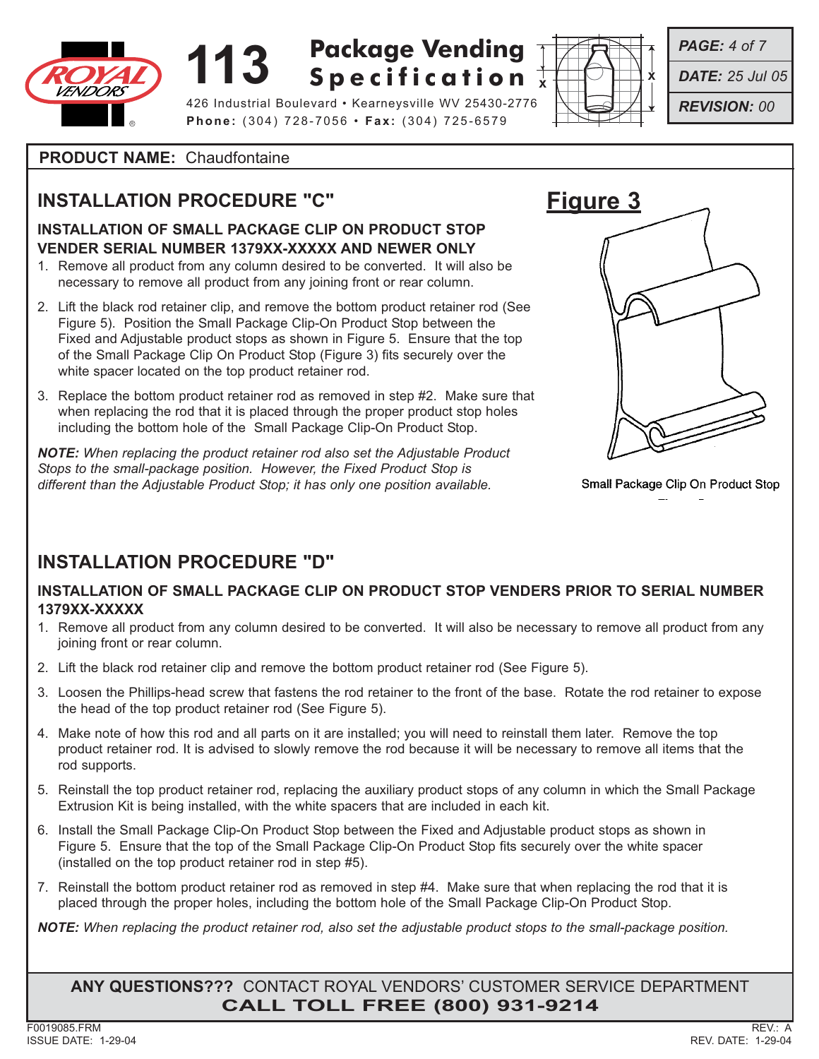**PRODUCT NAME:** Chaudfontaine

## INSTALLATION PROCEDURE "C"

### INSTALLATION OF SMALL PACKAGE CLIP ON PRODUCT STOP VENDER SERIAL NUMBER 1379XX-XXXXX AND NEWER ONLY

1. Remove all product from any column desired to be converted. It will also be necessary to remove all product from any joining front or rear column.
2. Lift the black rod retainer clip, and remove the bottom product retainer rod (See Figure 5). Position the Small Package Clip-On Product Stop between the Fixed and Adjustable product stops as shown in Figure 5. Ensure that the top of the Small Package Clip On Product Stop (Figure 3) fits securely over the white spacer located on the top product retainer rod.
3. Replace the bottom product retainer rod as removed in step #2. Make sure that when replacing the rod that it is placed through the proper product stop holes including the bottom hole of the Small Package Clip-On Product Stop.

***NOTE:*** *When replacing the product retainer rod also set the Adjustable Product Stops to the small-package position. However, the Fixed Product Stop is different than the Adjustable Product Stop; it has only one position available.*

**Figure 3**

Small Package Clip On Product Stop

## INSTALLATION PROCEDURE "D"

### INSTALLATION OF SMALL PACKAGE CLIP ON PRODUCT STOP VENDERS PRIOR TO SERIAL NUMBER 1379XX-XXXXX

1. Remove all product from any column desired to be converted. It will also be necessary to remove all product from any joining front or rear column.
2. Lift the black rod retainer clip and remove the bottom product retainer rod (See Figure 5).
3. Loosen the Phillips-head screw that fastens the rod retainer to the front of the base. Rotate the rod retainer to expose the head of the top product retainer rod (See Figure 5).
4. Make note of how this rod and all parts on it are installed; you will need to reinstall them later. Remove the top product retainer rod. It is advised to slowly remove the rod because it will be necessary to remove all items that the rod supports.
5. Reinstall the top product retainer rod, replacing the auxiliary product stops of any column in which the Small Package Extrusion Kit is being installed, with the white spacers that are included in each kit.
6. Install the Small Package Clip-On Product Stop between the Fixed and Adjustable product stops as shown in Figure 5. Ensure that the top of the Small Package Clip-On Product Stop fits securely over the white spacer (installed on the top product retainer rod in step #5).
7. Reinstall the bottom product retainer rod as removed in step #4. Make sure that when replacing the rod that it is placed through the proper holes, including the bottom hole of the Small Package Clip-On Product Stop.

***NOTE:*** *When replacing the product retainer rod, also set the adjustable product stops to the small-package position.*

**ANY QUESTIONS???** CONTACT ROYAL VENDORS' CUSTOMER SERVICE DEPARTMENT
**CALL TOLL FREE (800) 931-9214**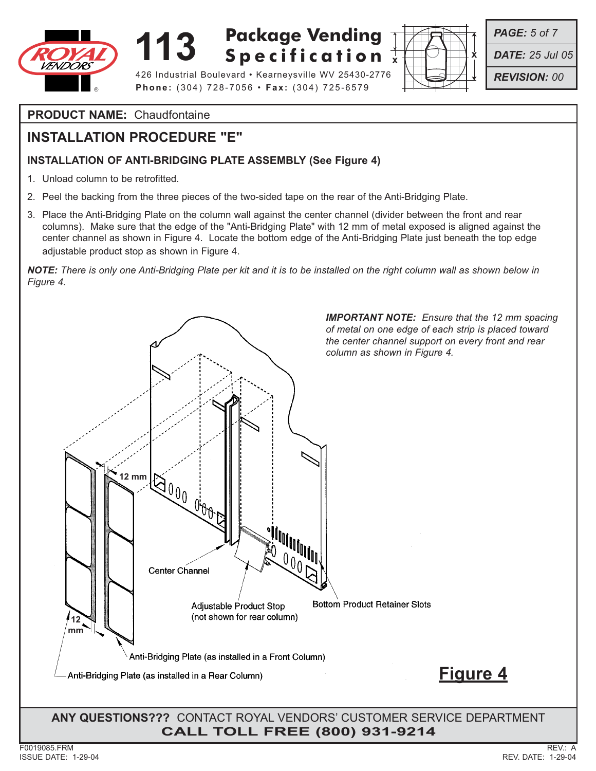**PRODUCT NAME:** Chaudfontaine

## INSTALLATION PROCEDURE "E"

### INSTALLATION OF ANTI-BRIDGING PLATE ASSEMBLY (See Figure 4)

1. Unload column to be retrofitted.
2. Peel the backing from the three pieces of the two-sided tape on the rear of the Anti-Bridging Plate.
3. Place the Anti-Bridging Plate on the column wall against the center channel (divider between the front and rear columns). Make sure that the edge of the "Anti-Bridging Plate" with 12 mm of metal exposed is aligned against the center channel as shown in Figure 4. Locate the bottom edge of the Anti-Bridging Plate just beneath the top edge adjustable product stop as shown in Figure 4.

***NOTE:*** *There is only one Anti-Bridging Plate per kit and it is to be installed on the right column wall as shown below in Figure 4.*

***IMPORTANT NOTE:*** *Ensure that the 12 mm spacing of metal on one edge of each strip is placed toward the center channel support on every front and rear column as shown in Figure 4.*

12 mm

Center Channel

Adjustable Product Stop (not shown for rear column)

Bottom Product Retainer Slots

12 mm

Anti-Bridging Plate (as installed in a Front Column)

Anti-Bridging Plate (as installed in a Rear Column)

**Figure 4**

**ANY QUESTIONS???** CONTACT ROYAL VENDORS' CUSTOMER SERVICE DEPARTMENT
**CALL TOLL FREE (800) 931-9214**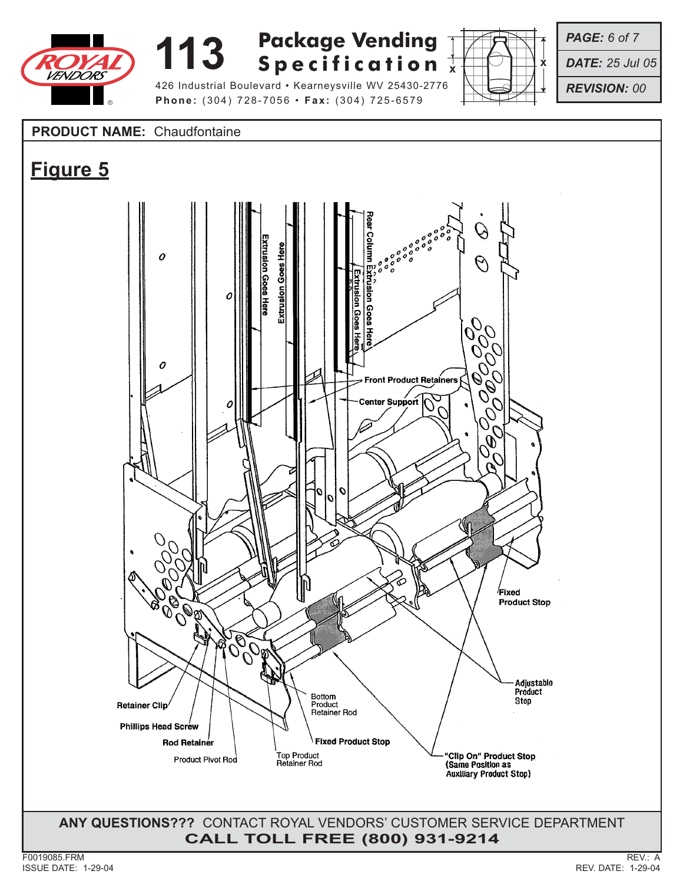**PRODUCT NAME:** Chaudfontaine

## Figure 5

Extrusion Goes Here

Extrusion Goes Here

Rear Column Extrusion Goes Here

Extrusion Goes Here

Front Product Retainers

Center Support

Fixed Product Stop

Adjustable Product Stop

Retainer Clip

Phillips Head Screw

Rod Retainer

Product Pivot Rod

Top Product Retainer Rod

Bottom Product Retainer Rod

Fixed Product Stop

"Clip On" Product Stop (Same Position as Auxiliary Product Stop)

**ANY QUESTIONS???** CONTACT ROYAL VENDORS' CUSTOMER SERVICE DEPARTMENT
**CALL TOLL FREE (800) 931-9214**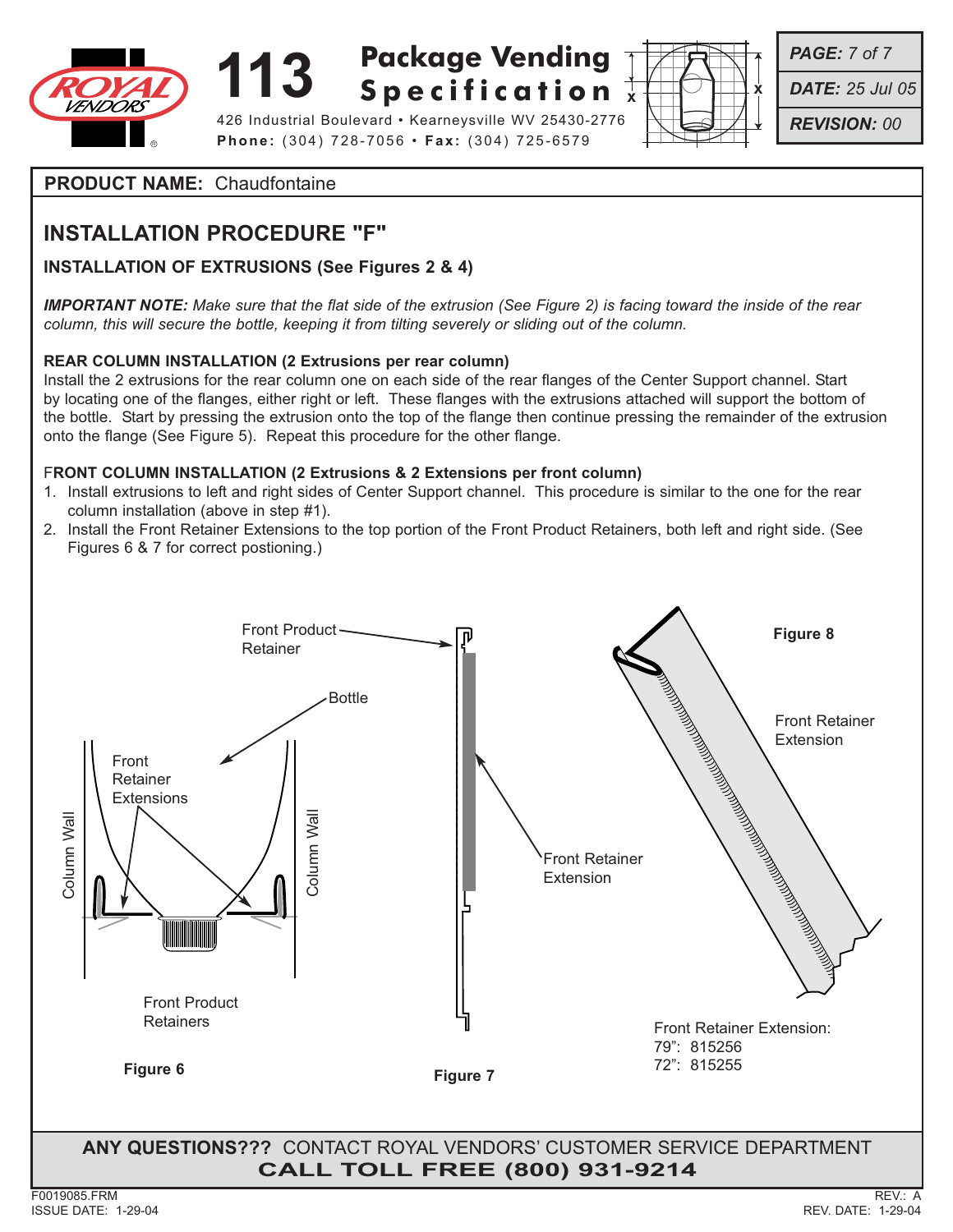**PRODUCT NAME:** Chaudfontaine

## INSTALLATION PROCEDURE "F"

### INSTALLATION OF EXTRUSIONS (See Figures 2 & 4)

***IMPORTANT NOTE:*** *Make sure that the flat side of the extrusion (See Figure 2) is facing toward the inside of the rear column, this will secure the bottle, keeping it from tilting severely or sliding out of the column.*

**REAR COLUMN INSTALLATION (2 Extrusions per rear column)**

Install the 2 extrusions for the rear column one on each side of the rear flanges of the Center Support channel. Start by locating one of the flanges, either right or left. These flanges with the extrusions attached will support the bottom of the bottle. Start by pressing the extrusion onto the top of the flange then continue pressing the remainder of the extrusion onto the flange (See Figure 5). Repeat this procedure for the other flange.

**FRONT COLUMN INSTALLATION (2 Extrusions & 2 Extensions per front column)**

1. Install extrusions to left and right sides of Center Support channel. This procedure is similar to the one for the rear column installation (above in step #1).
2. Install the Front Retainer Extensions to the top portion of the Front Product Retainers, both left and right side. (See Figures 6 & 7 for correct postioning.)

Column Wall
Front Retainer Extensions
Bottle
Column Wall
Front Product Retainers

Figure 6

Front Product Retainer
Front Retainer Extension

Figure 7

Figure 8

Front Retainer Extension

Front Retainer Extension:
79": 815256
72": 815255

**ANY QUESTIONS???** CONTACT ROYAL VENDORS' CUSTOMER SERVICE DEPARTMENT
**CALL TOLL FREE (800) 931-9214**